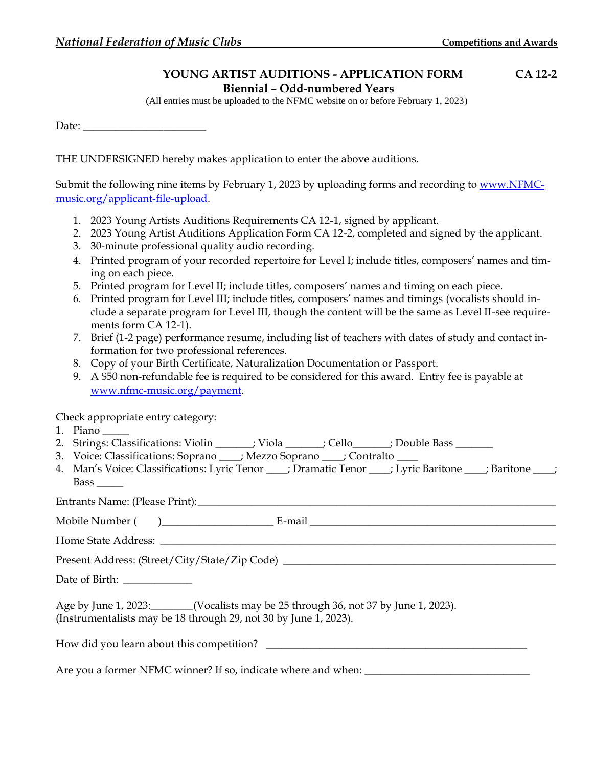# YOUNG ARTIST AUDITIONS - APPLICATION FORM

**CA 12-2**

## Biennial – Odd-numbered Years

(All entries must be uploaded to the NFMC website on or before February 1, 2023)

Date: ______________________

THE UNDERSIGNED hereby makes application to enter the above auditions.

Submit the following nine items by February 1, 2023 by uploading forms and recording to www.NFMC-music.org/applicant-file-upload.

1. 2023 Young Artists Auditions Requirements CA 12-1, signed by applicant.
2. 2023 Young Artist Auditions Application Form CA 12-2, completed and signed by the applicant.
3. 30-minute professional quality audio recording.
4. Printed program of your recorded repertoire for Level I; include titles, composers' names and timing on each piece.
5. Printed program for Level II; include titles, composers' names and timing on each piece.
6. Printed program for Level III; include titles, composers' names and timings (vocalists should include a separate program for Level III, though the content will be the same as Level II-see requirements form CA 12-1).
7. Brief (1-2 page) performance resume, including list of teachers with dates of study and contact information for two professional references.
8. Copy of your Birth Certificate, Naturalization Documentation or Passport.
9. A $50 non-refundable fee is required to be considered for this award. Entry fee is payable at www.nfmc-music.org/payment.

Check appropriate entry category:

1. Piano _____
2. Strings: Classifications: Violin _______; Viola _______; Cello_______; Double Bass _______
3. Voice: Classifications: Soprano ____; Mezzo Soprano ____; Contralto ____
4. Man's Voice: Classifications: Lyric Tenor ____; Dramatic Tenor ____; Lyric Baritone ____; Baritone ____; Bass _____

Entrants Name: (Please Print):______________________________________________________________

Mobile Number (     )____________________ E-mail _____________________________________________

Home State Address: ______________________________________________________________________

Present Address: (Street/City/State/Zip Code) ______________________________________________

Date of Birth: _____________

Age by June 1, 2023:________(Vocalists may be 25 through 36, not 37 by June 1, 2023).
(Instrumentalists may be 18 through 29, not 30 by June 1, 2023).

How did you learn about this competition? ________________________________________________

Are you a former NFMC winner? If so, indicate where and when: ______________________________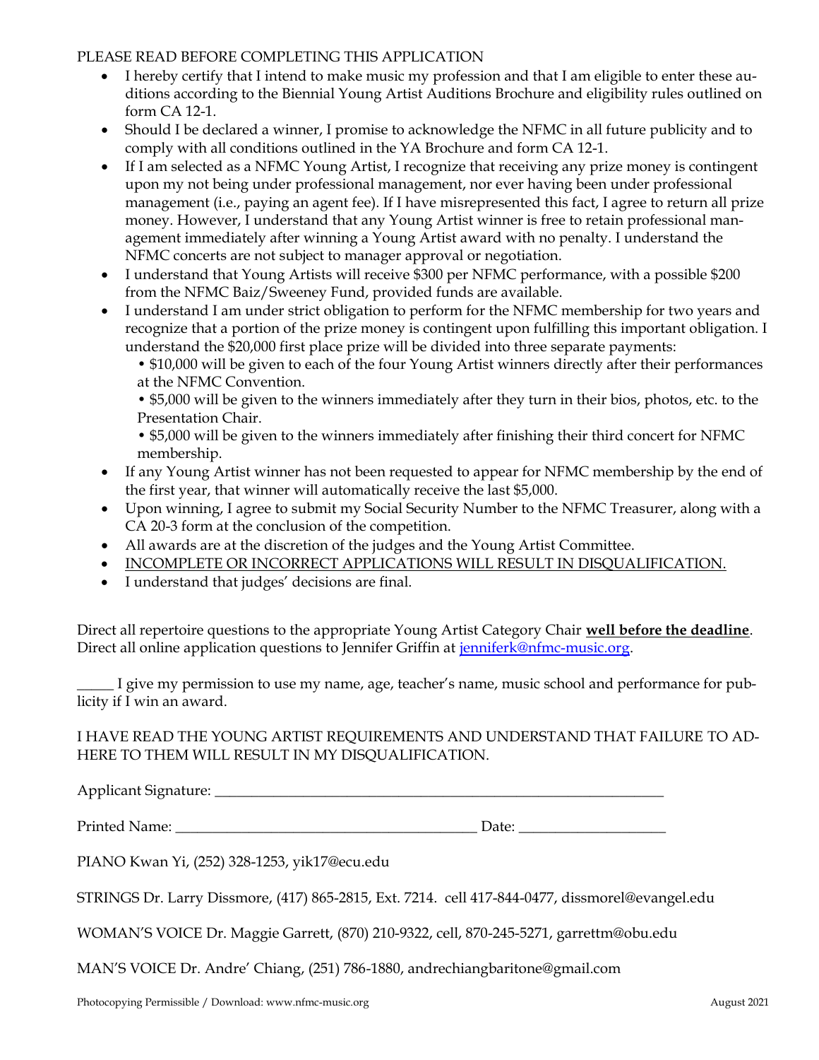PLEASE READ BEFORE COMPLETING THIS APPLICATION

- I hereby certify that I intend to make music my profession and that I am eligible to enter these auditions according to the Biennial Young Artist Auditions Brochure and eligibility rules outlined on form CA 12-1.
- Should I be declared a winner, I promise to acknowledge the NFMC in all future publicity and to comply with all conditions outlined in the YA Brochure and form CA 12-1.
- If I am selected as a NFMC Young Artist, I recognize that receiving any prize money is contingent upon my not being under professional management, nor ever having been under professional management (i.e., paying an agent fee). If I have misrepresented this fact, I agree to return all prize money. However, I understand that any Young Artist winner is free to retain professional management immediately after winning a Young Artist award with no penalty. I understand the NFMC concerts are not subject to manager approval or negotiation.
- I understand that Young Artists will receive $300 per NFMC performance, with a possible $200 from the NFMC Baiz/Sweeney Fund, provided funds are available.
- I understand I am under strict obligation to perform for the NFMC membership for two years and recognize that a portion of the prize money is contingent upon fulfilling this important obligation. I understand the $20,000 first place prize will be divided into three separate payments:
  - $10,000 will be given to each of the four Young Artist winners directly after their performances at the NFMC Convention.
  - $5,000 will be given to the winners immediately after they turn in their bios, photos, etc. to the Presentation Chair.
  - $5,000 will be given to the winners immediately after finishing their third concert for NFMC membership.
- If any Young Artist winner has not been requested to appear for NFMC membership by the end of the first year, that winner will automatically receive the last $5,000.
- Upon winning, I agree to submit my Social Security Number to the NFMC Treasurer, along with a CA 20-3 form at the conclusion of the competition.
- All awards are at the discretion of the judges and the Young Artist Committee.
- <u>INCOMPLETE OR INCORRECT APPLICATIONS WILL RESULT IN DISQUALIFICATION.</u>
- I understand that judges' decisions are final.

Direct all repertoire questions to the appropriate Young Artist Category Chair **<u>well before the deadline</u>**.
Direct all online application questions to Jennifer Griffin at jenniferk@nfmc-music.org.

_____ I give my permission to use my name, age, teacher's name, music school and performance for publicity if I win an award.

I HAVE READ THE YOUNG ARTIST REQUIREMENTS AND UNDERSTAND THAT FAILURE TO ADHERE TO THEM WILL RESULT IN MY DISQUALIFICATION.

Applicant Signature: ______________________________________________________________

Printed Name: ________________________________________ Date: ___________________

PIANO Kwan Yi, (252) 328-1253, yik17@ecu.edu

STRINGS Dr. Larry Dissmore, (417) 865-2815, Ext. 7214. cell 417-844-0477, dissmorel@evangel.edu

WOMAN'S VOICE Dr. Maggie Garrett, (870) 210-9322, cell, 870-245-5271, garrettm@obu.edu

MAN'S VOICE Dr. Andre' Chiang, (251) 786-1880, andrechiangbaritone@gmail.com

Photocopying Permissible / Download: www.nfmc-music.org August 2021